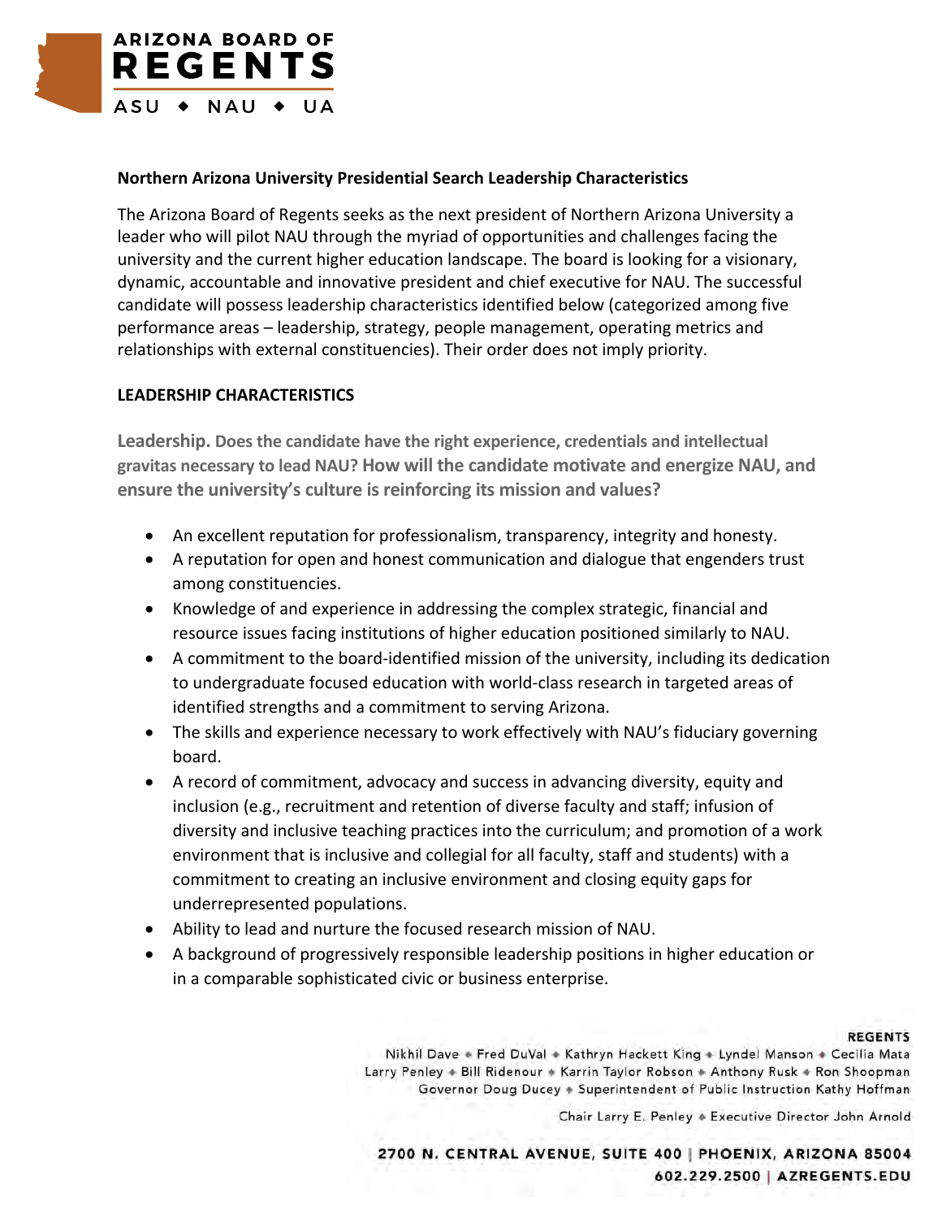ARIZONA BOARD OF
REGENTS
ASU ◆ NAU ◆ UA

**Northern Arizona University Presidential Search Leadership Characteristics**

The Arizona Board of Regents seeks as the next president of Northern Arizona University a leader who will pilot NAU through the myriad of opportunities and challenges facing the university and the current higher education landscape. The board is looking for a visionary, dynamic, accountable and innovative president and chief executive for NAU. The successful candidate will possess leadership characteristics identified below (categorized among five performance areas – leadership, strategy, people management, operating metrics and relationships with external constituencies). Their order does not imply priority.

**LEADERSHIP CHARACTERISTICS**

**Leadership.** **Does the candidate have the right experience, credentials and intellectual gravitas necessary to lead NAU? How will the candidate motivate and energize NAU, and ensure the university's culture is reinforcing its mission and values?**

- An excellent reputation for professionalism, transparency, integrity and honesty.
- A reputation for open and honest communication and dialogue that engenders trust among constituencies.
- Knowledge of and experience in addressing the complex strategic, financial and resource issues facing institutions of higher education positioned similarly to NAU.
- A commitment to the board-identified mission of the university, including its dedication to undergraduate focused education with world-class research in targeted areas of identified strengths and a commitment to serving Arizona.
- The skills and experience necessary to work effectively with NAU's fiduciary governing board.
- A record of commitment, advocacy and success in advancing diversity, equity and inclusion (e.g., recruitment and retention of diverse faculty and staff; infusion of diversity and inclusive teaching practices into the curriculum; and promotion of a work environment that is inclusive and collegial for all faculty, staff and students) with a commitment to creating an inclusive environment and closing equity gaps for underrepresented populations.
- Ability to lead and nurture the focused research mission of NAU.
- A background of progressively responsible leadership positions in higher education or in a comparable sophisticated civic or business enterprise.

**REGENTS**
Nikhil Dave ◆ Fred DuVal ◆ Kathryn Hackett King ◆ Lyndel Manson ◆ Cecilia Mata
Larry Penley ◆ Bill Ridenour ◆ Karrin Taylor Robson ◆ Anthony Rusk ◆ Ron Shoopman
Governor Doug Ducey ◆ Superintendent of Public Instruction Kathy Hoffman

Chair Larry E. Penley ◆ Executive Director John Arnold

2700 N. CENTRAL AVENUE, SUITE 400 | PHOENIX, ARIZONA 85004
602.229.2500 | AZREGENTS.EDU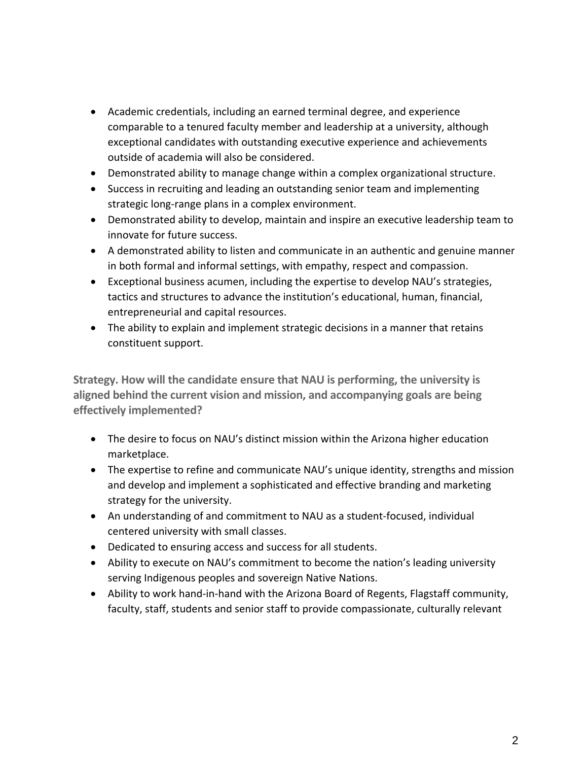- Academic credentials, including an earned terminal degree, and experience comparable to a tenured faculty member and leadership at a university, although exceptional candidates with outstanding executive experience and achievements outside of academia will also be considered.
- Demonstrated ability to manage change within a complex organizational structure.
- Success in recruiting and leading an outstanding senior team and implementing strategic long-range plans in a complex environment.
- Demonstrated ability to develop, maintain and inspire an executive leadership team to innovate for future success.
- A demonstrated ability to listen and communicate in an authentic and genuine manner in both formal and informal settings, with empathy, respect and compassion.
- Exceptional business acumen, including the expertise to develop NAU's strategies, tactics and structures to advance the institution's educational, human, financial, entrepreneurial and capital resources.
- The ability to explain and implement strategic decisions in a manner that retains constituent support.

**Strategy. How will the candidate ensure that NAU is performing, the university is aligned behind the current vision and mission, and accompanying goals are being effectively implemented?**

- The desire to focus on NAU's distinct mission within the Arizona higher education marketplace.
- The expertise to refine and communicate NAU's unique identity, strengths and mission and develop and implement a sophisticated and effective branding and marketing strategy for the university.
- An understanding of and commitment to NAU as a student-focused, individual centered university with small classes.
- Dedicated to ensuring access and success for all students.
- Ability to execute on NAU's commitment to become the nation's leading university serving Indigenous peoples and sovereign Native Nations.
- Ability to work hand-in-hand with the Arizona Board of Regents, Flagstaff community, faculty, staff, students and senior staff to provide compassionate, culturally relevant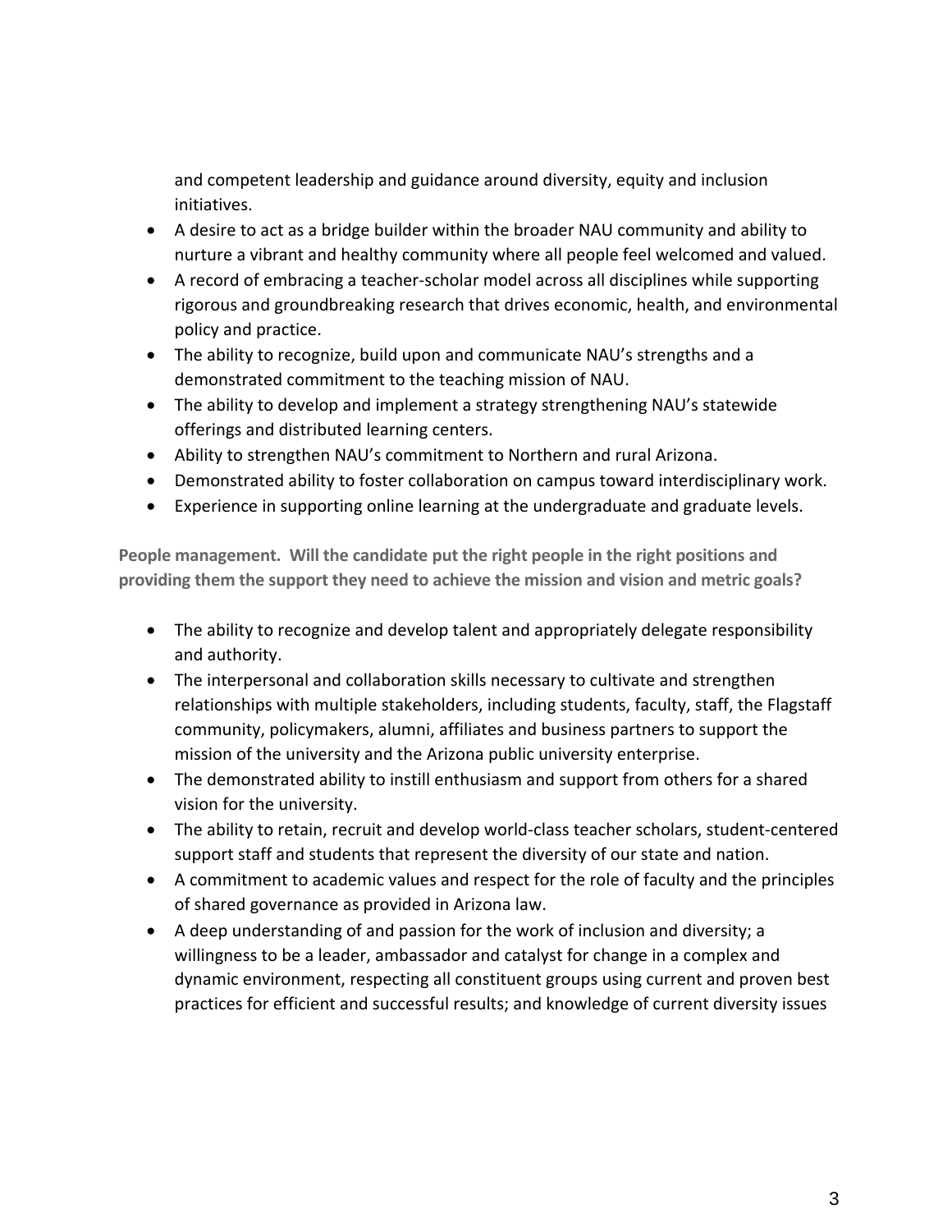and competent leadership and guidance around diversity, equity and inclusion initiatives.

- A desire to act as a bridge builder within the broader NAU community and ability to nurture a vibrant and healthy community where all people feel welcomed and valued.
- A record of embracing a teacher-scholar model across all disciplines while supporting rigorous and groundbreaking research that drives economic, health, and environmental policy and practice.
- The ability to recognize, build upon and communicate NAU's strengths and a demonstrated commitment to the teaching mission of NAU.
- The ability to develop and implement a strategy strengthening NAU's statewide offerings and distributed learning centers.
- Ability to strengthen NAU's commitment to Northern and rural Arizona.
- Demonstrated ability to foster collaboration on campus toward interdisciplinary work.
- Experience in supporting online learning at the undergraduate and graduate levels.

**People management. Will the candidate put the right people in the right positions and providing them the support they need to achieve the mission and vision and metric goals?**

- The ability to recognize and develop talent and appropriately delegate responsibility and authority.
- The interpersonal and collaboration skills necessary to cultivate and strengthen relationships with multiple stakeholders, including students, faculty, staff, the Flagstaff community, policymakers, alumni, affiliates and business partners to support the mission of the university and the Arizona public university enterprise.
- The demonstrated ability to instill enthusiasm and support from others for a shared vision for the university.
- The ability to retain, recruit and develop world-class teacher scholars, student-centered support staff and students that represent the diversity of our state and nation.
- A commitment to academic values and respect for the role of faculty and the principles of shared governance as provided in Arizona law.
- A deep understanding of and passion for the work of inclusion and diversity; a willingness to be a leader, ambassador and catalyst for change in a complex and dynamic environment, respecting all constituent groups using current and proven best practices for efficient and successful results; and knowledge of current diversity issues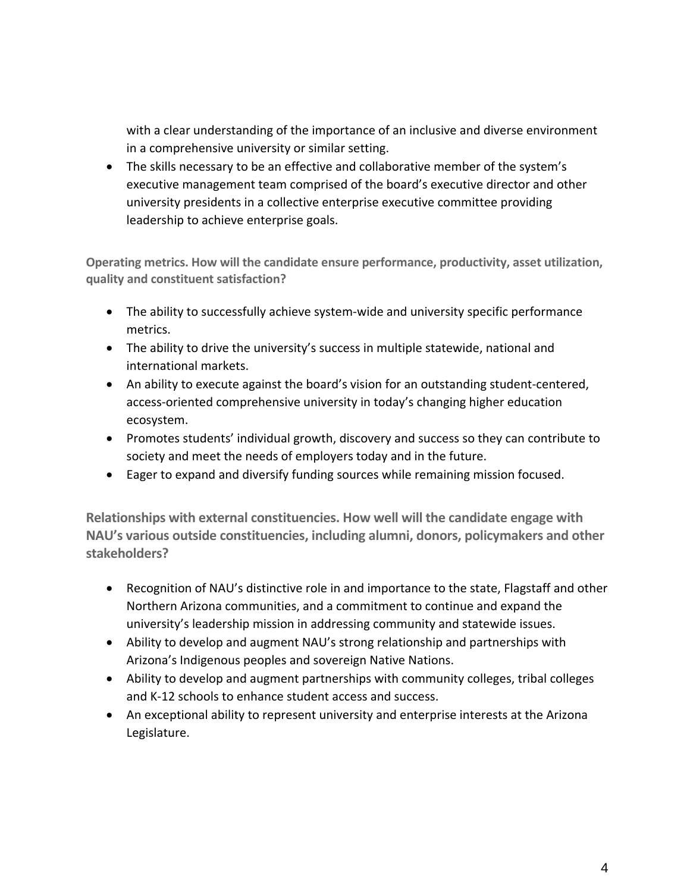with a clear understanding of the importance of an inclusive and diverse environment in a comprehensive university or similar setting.

- The skills necessary to be an effective and collaborative member of the system's executive management team comprised of the board's executive director and other university presidents in a collective enterprise executive committee providing leadership to achieve enterprise goals.

**Operating metrics. How will the candidate ensure performance, productivity, asset utilization, quality and constituent satisfaction?**

- The ability to successfully achieve system-wide and university specific performance metrics.
- The ability to drive the university's success in multiple statewide, national and international markets.
- An ability to execute against the board's vision for an outstanding student-centered, access-oriented comprehensive university in today's changing higher education ecosystem.
- Promotes students' individual growth, discovery and success so they can contribute to society and meet the needs of employers today and in the future.
- Eager to expand and diversify funding sources while remaining mission focused.

**Relationships with external constituencies. How well will the candidate engage with NAU's various outside constituencies, including alumni, donors, policymakers and other stakeholders?**

- Recognition of NAU's distinctive role in and importance to the state, Flagstaff and other Northern Arizona communities, and a commitment to continue and expand the university's leadership mission in addressing community and statewide issues.
- Ability to develop and augment NAU's strong relationship and partnerships with Arizona's Indigenous peoples and sovereign Native Nations.
- Ability to develop and augment partnerships with community colleges, tribal colleges and K-12 schools to enhance student access and success.
- An exceptional ability to represent university and enterprise interests at the Arizona Legislature.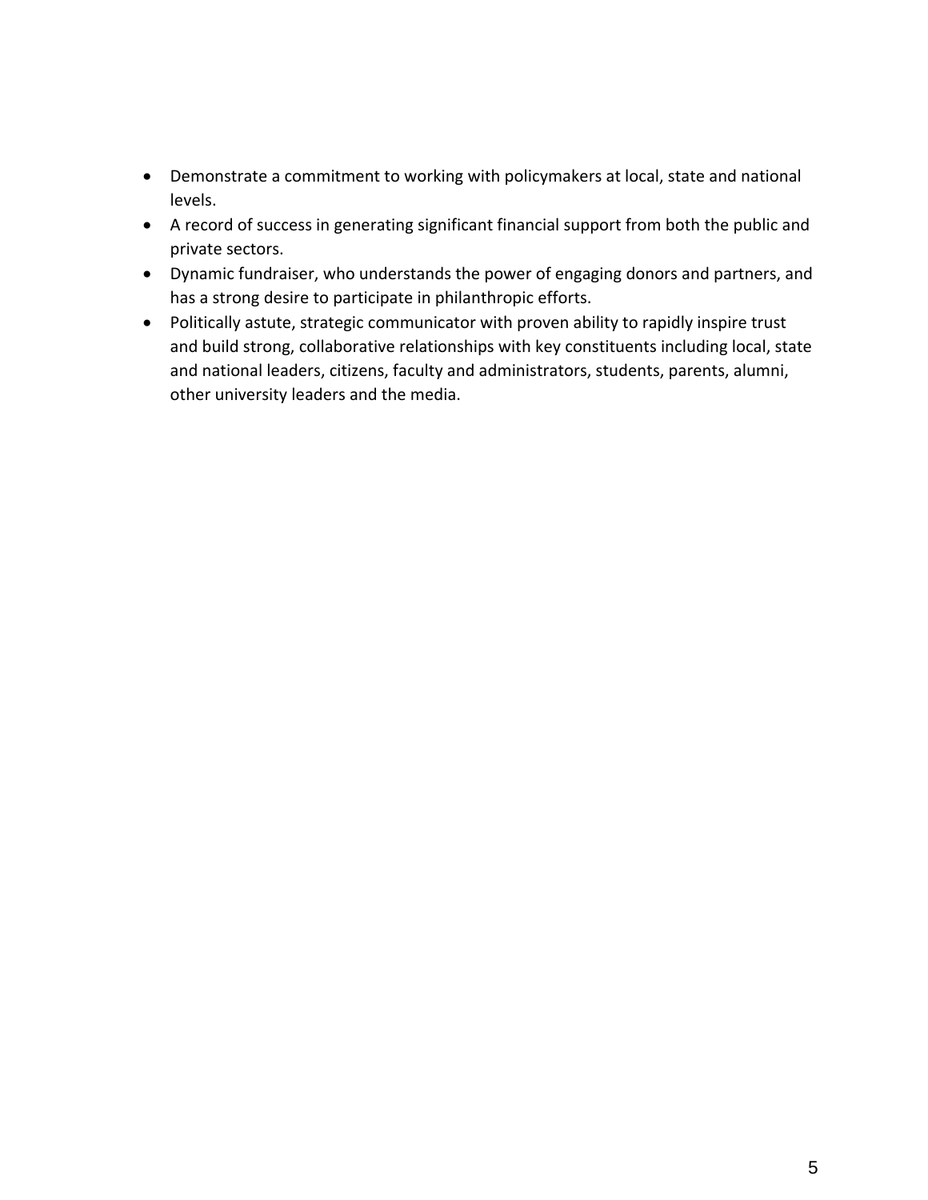- Demonstrate a commitment to working with policymakers at local, state and national levels.
- A record of success in generating significant financial support from both the public and private sectors.
- Dynamic fundraiser, who understands the power of engaging donors and partners, and has a strong desire to participate in philanthropic efforts.
- Politically astute, strategic communicator with proven ability to rapidly inspire trust and build strong, collaborative relationships with key constituents including local, state and national leaders, citizens, faculty and administrators, students, parents, alumni, other university leaders and the media.